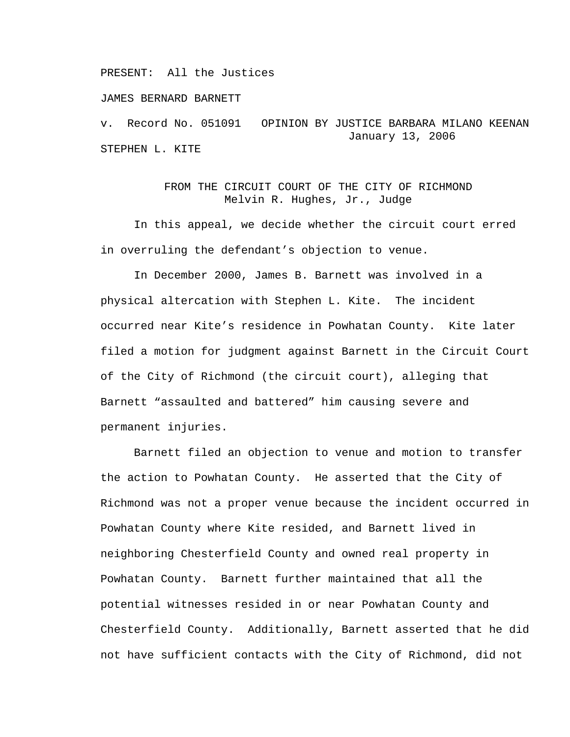PRESENT: All the Justices

JAMES BERNARD BARNETT

v. Record No. 051091 OPINION BY JUSTICE BARBARA MILANO KEENAN
January 13, 2006

STEPHEN L. KITE

FROM THE CIRCUIT COURT OF THE CITY OF RICHMOND
Melvin R. Hughes, Jr., Judge

In this appeal, we decide whether the circuit court erred in overruling the defendant's objection to venue.

In December 2000, James B. Barnett was involved in a physical altercation with Stephen L. Kite. The incident occurred near Kite's residence in Powhatan County. Kite later filed a motion for judgment against Barnett in the Circuit Court of the City of Richmond (the circuit court), alleging that Barnett "assaulted and battered" him causing severe and permanent injuries.

Barnett filed an objection to venue and motion to transfer the action to Powhatan County. He asserted that the City of Richmond was not a proper venue because the incident occurred in Powhatan County where Kite resided, and Barnett lived in neighboring Chesterfield County and owned real property in Powhatan County. Barnett further maintained that all the potential witnesses resided in or near Powhatan County and Chesterfield County. Additionally, Barnett asserted that he did not have sufficient contacts with the City of Richmond, did not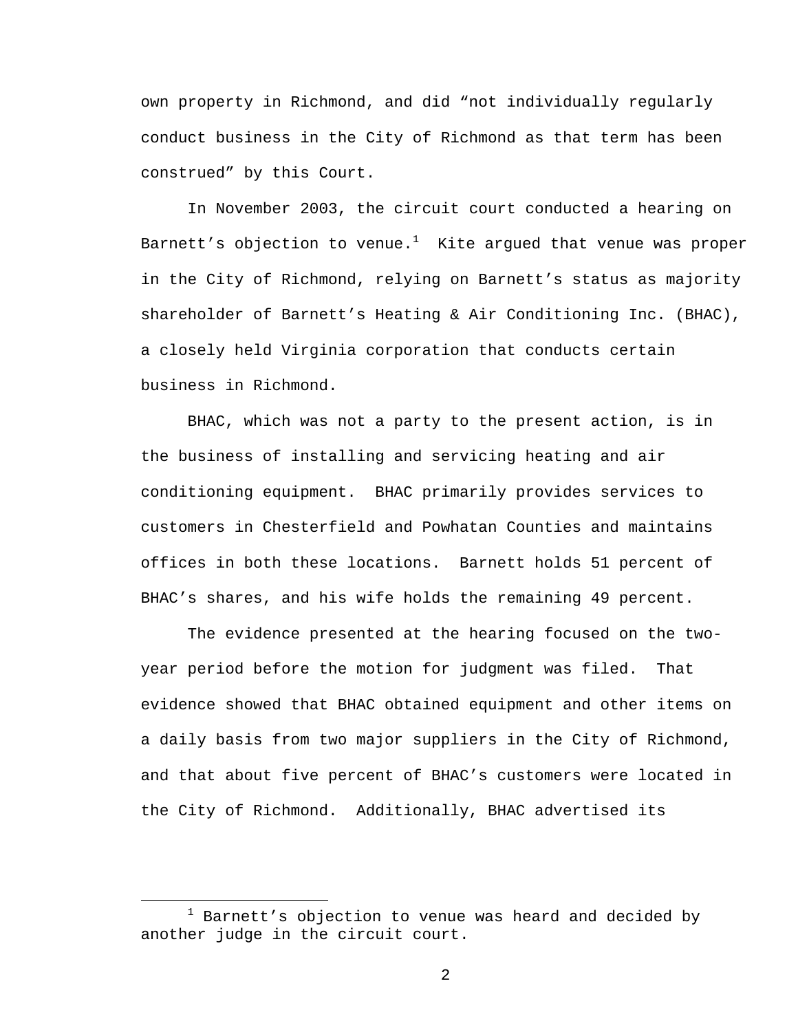own property in Richmond, and did “not individually regularly conduct business in the City of Richmond as that term has been construed” by this Court.

In November 2003, the circuit court conducted a hearing on Barnett’s objection to venue.[1] Kite argued that venue was proper in the City of Richmond, relying on Barnett’s status as majority shareholder of Barnett’s Heating & Air Conditioning Inc. (BHAC), a closely held Virginia corporation that conducts certain business in Richmond.

BHAC, which was not a party to the present action, is in the business of installing and servicing heating and air conditioning equipment. BHAC primarily provides services to customers in Chesterfield and Powhatan Counties and maintains offices in both these locations. Barnett holds 51 percent of BHAC’s shares, and his wife holds the remaining 49 percent.

The evidence presented at the hearing focused on the two-year period before the motion for judgment was filed. That evidence showed that BHAC obtained equipment and other items on a daily basis from two major suppliers in the City of Richmond, and that about five percent of BHAC’s customers were located in the City of Richmond. Additionally, BHAC advertised its

[1] Barnett’s objection to venue was heard and decided by another judge in the circuit court.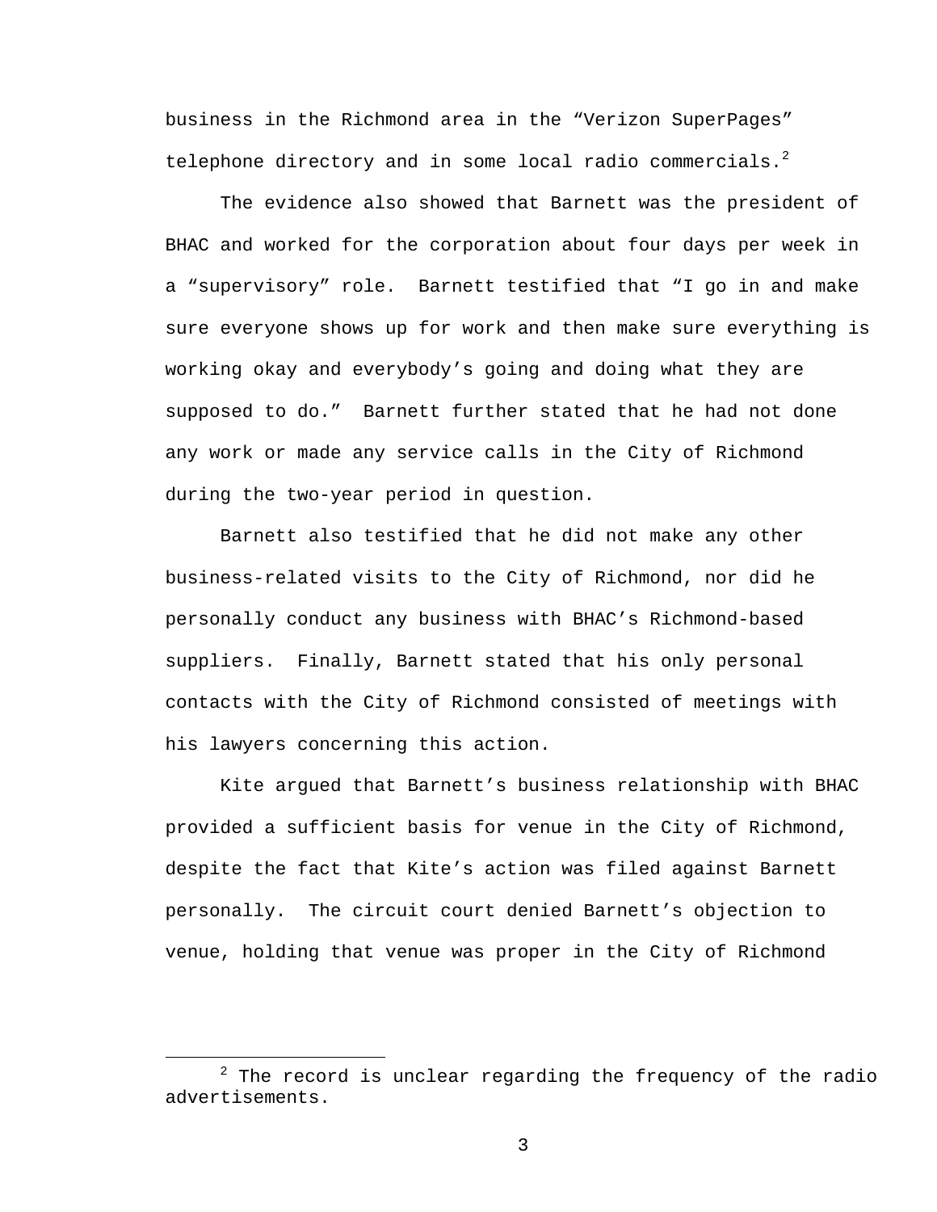business in the Richmond area in the "Verizon SuperPages" telephone directory and in some local radio commercials.[2]

The evidence also showed that Barnett was the president of BHAC and worked for the corporation about four days per week in a "supervisory" role. Barnett testified that "I go in and make sure everyone shows up for work and then make sure everything is working okay and everybody's going and doing what they are supposed to do." Barnett further stated that he had not done any work or made any service calls in the City of Richmond during the two-year period in question.

Barnett also testified that he did not make any other business-related visits to the City of Richmond, nor did he personally conduct any business with BHAC's Richmond-based suppliers. Finally, Barnett stated that his only personal contacts with the City of Richmond consisted of meetings with his lawyers concerning this action.

Kite argued that Barnett's business relationship with BHAC provided a sufficient basis for venue in the City of Richmond, despite the fact that Kite's action was filed against Barnett personally. The circuit court denied Barnett's objection to venue, holding that venue was proper in the City of Richmond

[2] The record is unclear regarding the frequency of the radio advertisements.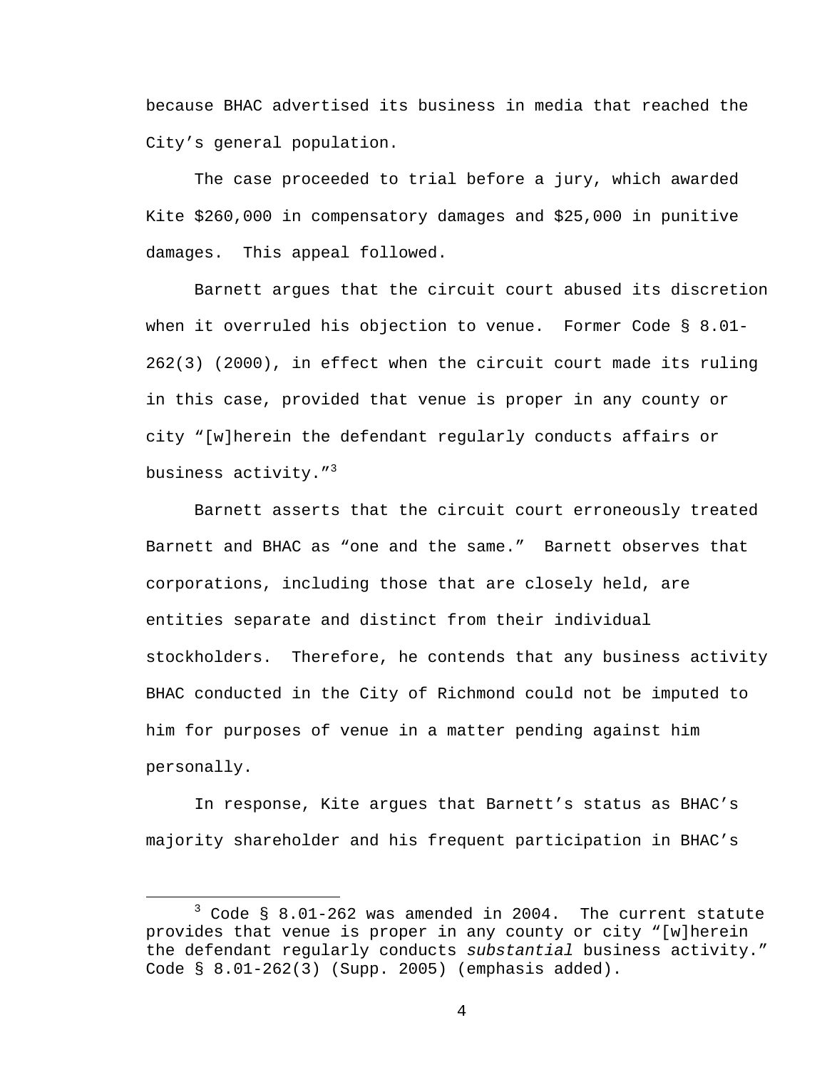because BHAC advertised its business in media that reached the City's general population.

The case proceeded to trial before a jury, which awarded Kite $260,000 in compensatory damages and $25,000 in punitive damages. This appeal followed.

Barnett argues that the circuit court abused its discretion when it overruled his objection to venue. Former Code § 8.01-262(3) (2000), in effect when the circuit court made its ruling in this case, provided that venue is proper in any county or city "[w]herein the defendant regularly conducts affairs or business activity."[3]

Barnett asserts that the circuit court erroneously treated Barnett and BHAC as "one and the same." Barnett observes that corporations, including those that are closely held, are entities separate and distinct from their individual stockholders. Therefore, he contends that any business activity BHAC conducted in the City of Richmond could not be imputed to him for purposes of venue in a matter pending against him personally.

In response, Kite argues that Barnett's status as BHAC's majority shareholder and his frequent participation in BHAC's

[3] Code § 8.01-262 was amended in 2004. The current statute provides that venue is proper in any county or city "[w]herein the defendant regularly conducts *substantial* business activity." Code § 8.01-262(3) (Supp. 2005) (emphasis added).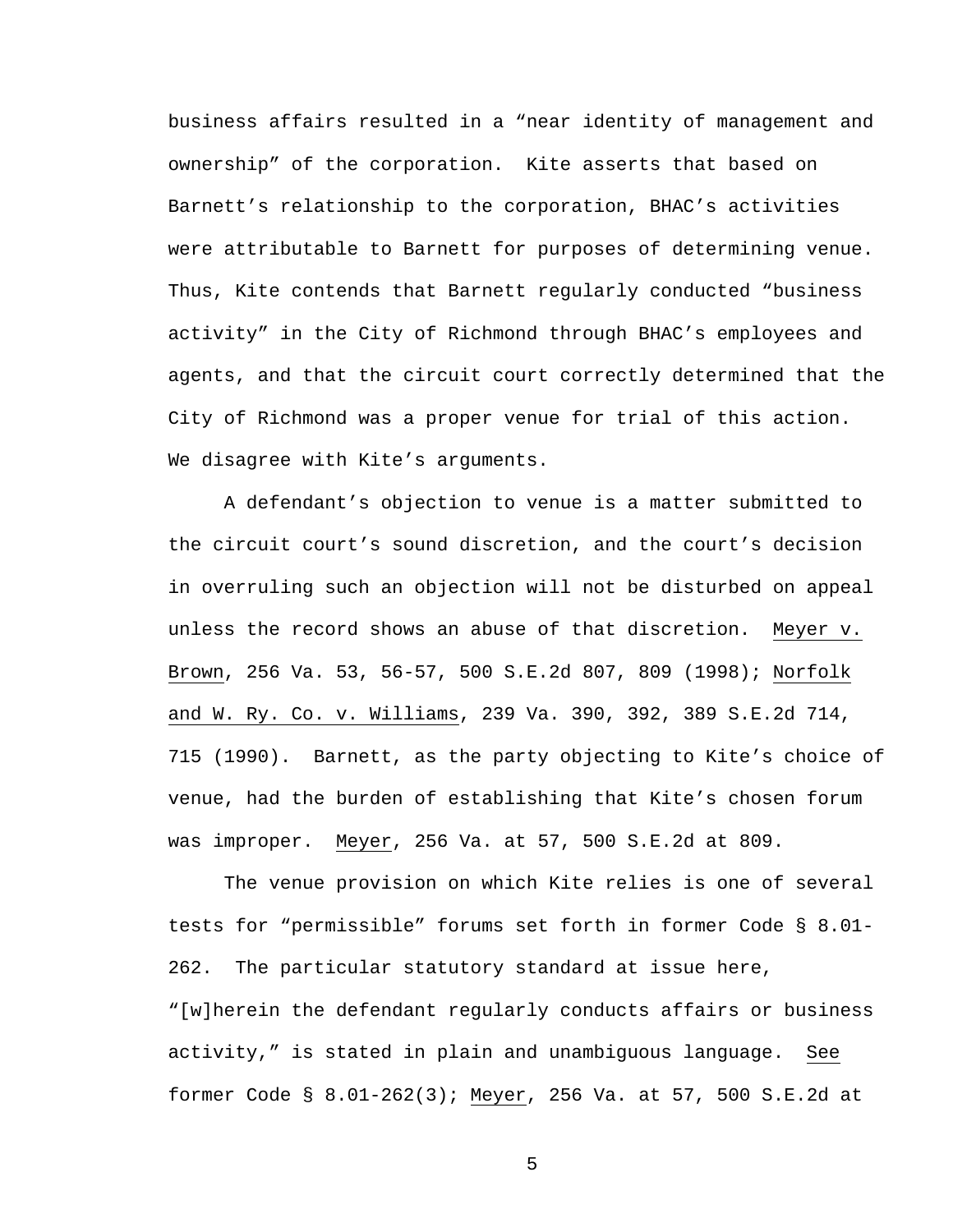business affairs resulted in a "near identity of management and ownership" of the corporation. Kite asserts that based on Barnett's relationship to the corporation, BHAC's activities were attributable to Barnett for purposes of determining venue. Thus, Kite contends that Barnett regularly conducted "business activity" in the City of Richmond through BHAC's employees and agents, and that the circuit court correctly determined that the City of Richmond was a proper venue for trial of this action. We disagree with Kite's arguments.

A defendant's objection to venue is a matter submitted to the circuit court's sound discretion, and the court's decision in overruling such an objection will not be disturbed on appeal unless the record shows an abuse of that discretion. Meyer v. Brown, 256 Va. 53, 56-57, 500 S.E.2d 807, 809 (1998); Norfolk and W. Ry. Co. v. Williams, 239 Va. 390, 392, 389 S.E.2d 714, 715 (1990). Barnett, as the party objecting to Kite's choice of venue, had the burden of establishing that Kite's chosen forum was improper. Meyer, 256 Va. at 57, 500 S.E.2d at 809.

The venue provision on which Kite relies is one of several tests for "permissible" forums set forth in former Code § 8.01-262. The particular statutory standard at issue here, "[w]herein the defendant regularly conducts affairs or business activity," is stated in plain and unambiguous language. See former Code § 8.01-262(3); Meyer, 256 Va. at 57, 500 S.E.2d at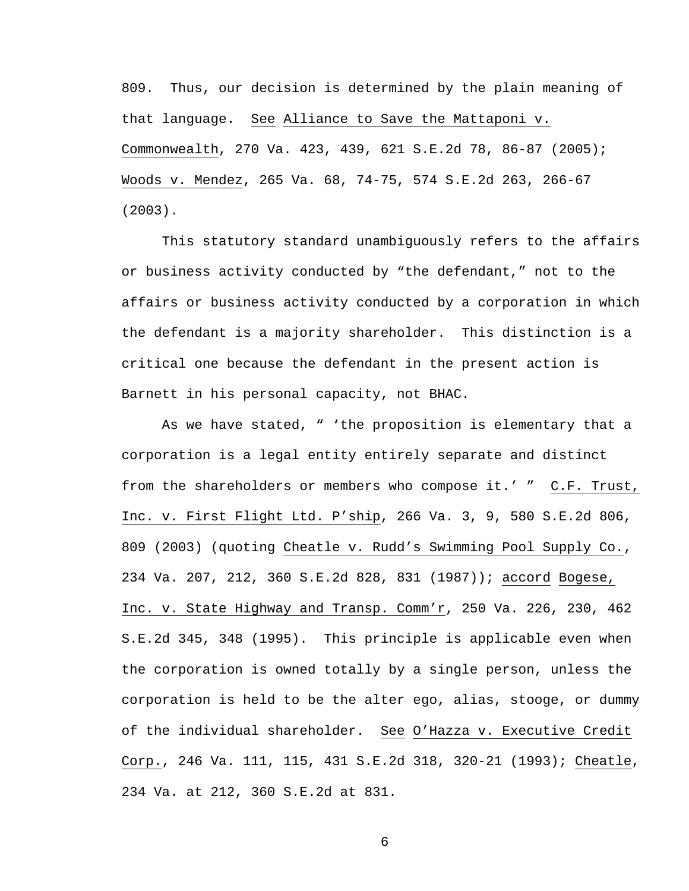809. Thus, our decision is determined by the plain meaning of that language. See Alliance to Save the Mattaponi v. Commonwealth, 270 Va. 423, 439, 621 S.E.2d 78, 86-87 (2005); Woods v. Mendez, 265 Va. 68, 74-75, 574 S.E.2d 263, 266-67 (2003).

This statutory standard unambiguously refers to the affairs or business activity conducted by "the defendant," not to the affairs or business activity conducted by a corporation in which the defendant is a majority shareholder. This distinction is a critical one because the defendant in the present action is Barnett in his personal capacity, not BHAC.

As we have stated, " 'the proposition is elementary that a corporation is a legal entity entirely separate and distinct from the shareholders or members who compose it.' " C.F. Trust, Inc. v. First Flight Ltd. P'ship, 266 Va. 3, 9, 580 S.E.2d 806, 809 (2003) (quoting Cheatle v. Rudd's Swimming Pool Supply Co., 234 Va. 207, 212, 360 S.E.2d 828, 831 (1987)); accord Bogese, Inc. v. State Highway and Transp. Comm'r, 250 Va. 226, 230, 462 S.E.2d 345, 348 (1995). This principle is applicable even when the corporation is owned totally by a single person, unless the corporation is held to be the alter ego, alias, stooge, or dummy of the individual shareholder. See O'Hazza v. Executive Credit Corp., 246 Va. 111, 115, 431 S.E.2d 318, 320-21 (1993); Cheatle, 234 Va. at 212, 360 S.E.2d at 831.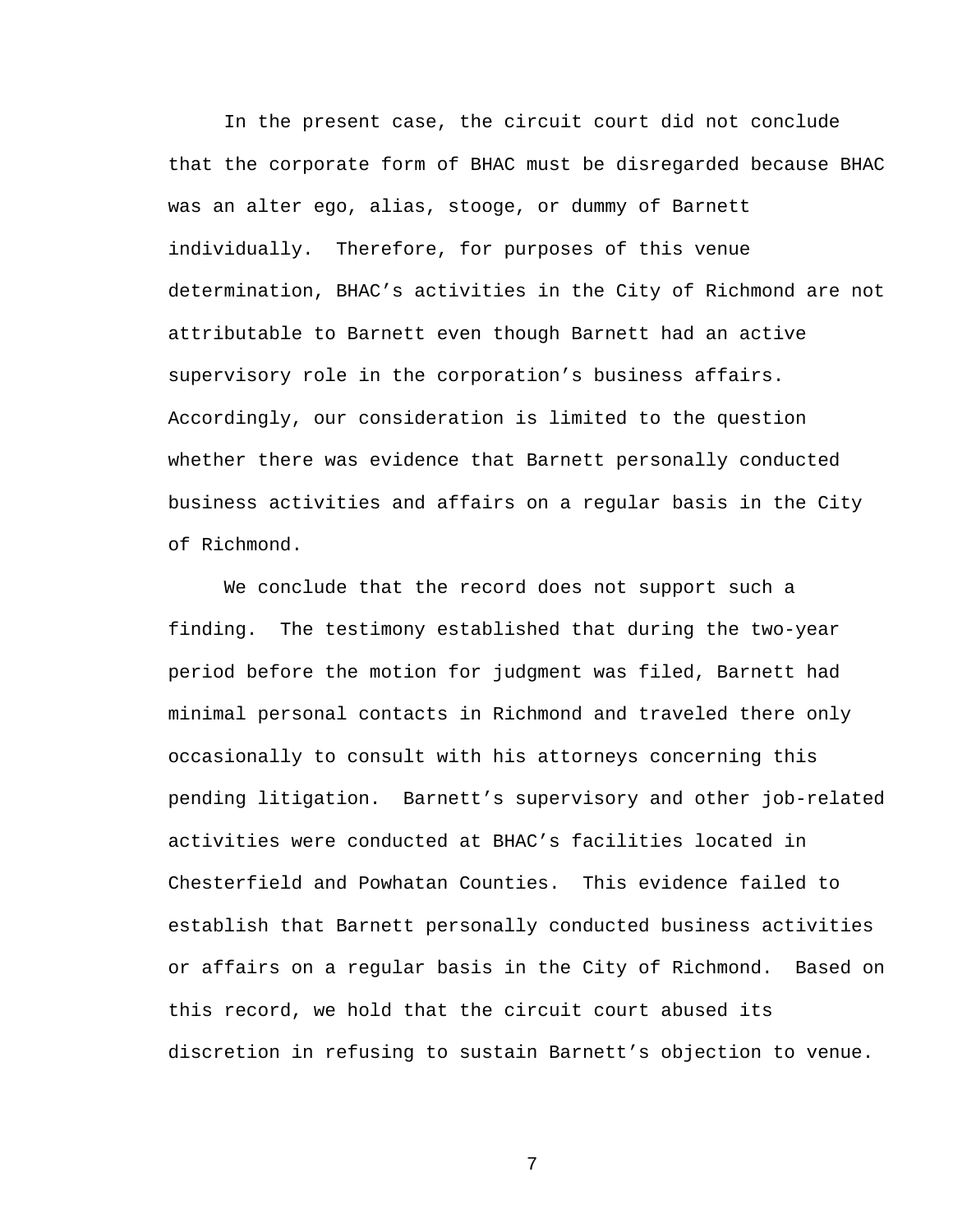In the present case, the circuit court did not conclude that the corporate form of BHAC must be disregarded because BHAC was an alter ego, alias, stooge, or dummy of Barnett individually. Therefore, for purposes of this venue determination, BHAC's activities in the City of Richmond are not attributable to Barnett even though Barnett had an active supervisory role in the corporation's business affairs. Accordingly, our consideration is limited to the question whether there was evidence that Barnett personally conducted business activities and affairs on a regular basis in the City of Richmond.

We conclude that the record does not support such a finding. The testimony established that during the two-year period before the motion for judgment was filed, Barnett had minimal personal contacts in Richmond and traveled there only occasionally to consult with his attorneys concerning this pending litigation. Barnett's supervisory and other job-related activities were conducted at BHAC's facilities located in Chesterfield and Powhatan Counties. This evidence failed to establish that Barnett personally conducted business activities or affairs on a regular basis in the City of Richmond. Based on this record, we hold that the circuit court abused its discretion in refusing to sustain Barnett's objection to venue.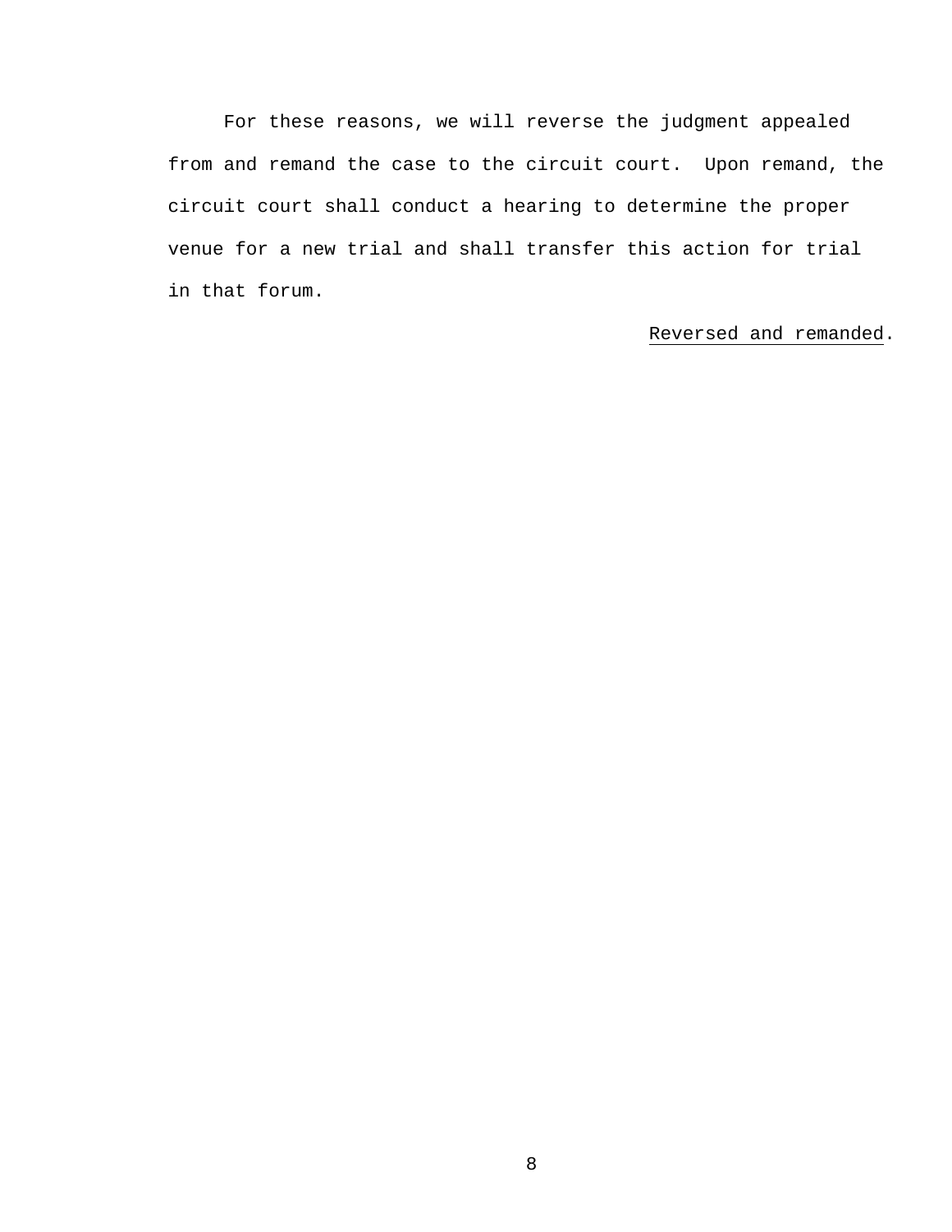For these reasons, we will reverse the judgment appealed from and remand the case to the circuit court. Upon remand, the circuit court shall conduct a hearing to determine the proper venue for a new trial and shall transfer this action for trial in that forum.

Reversed and remanded.